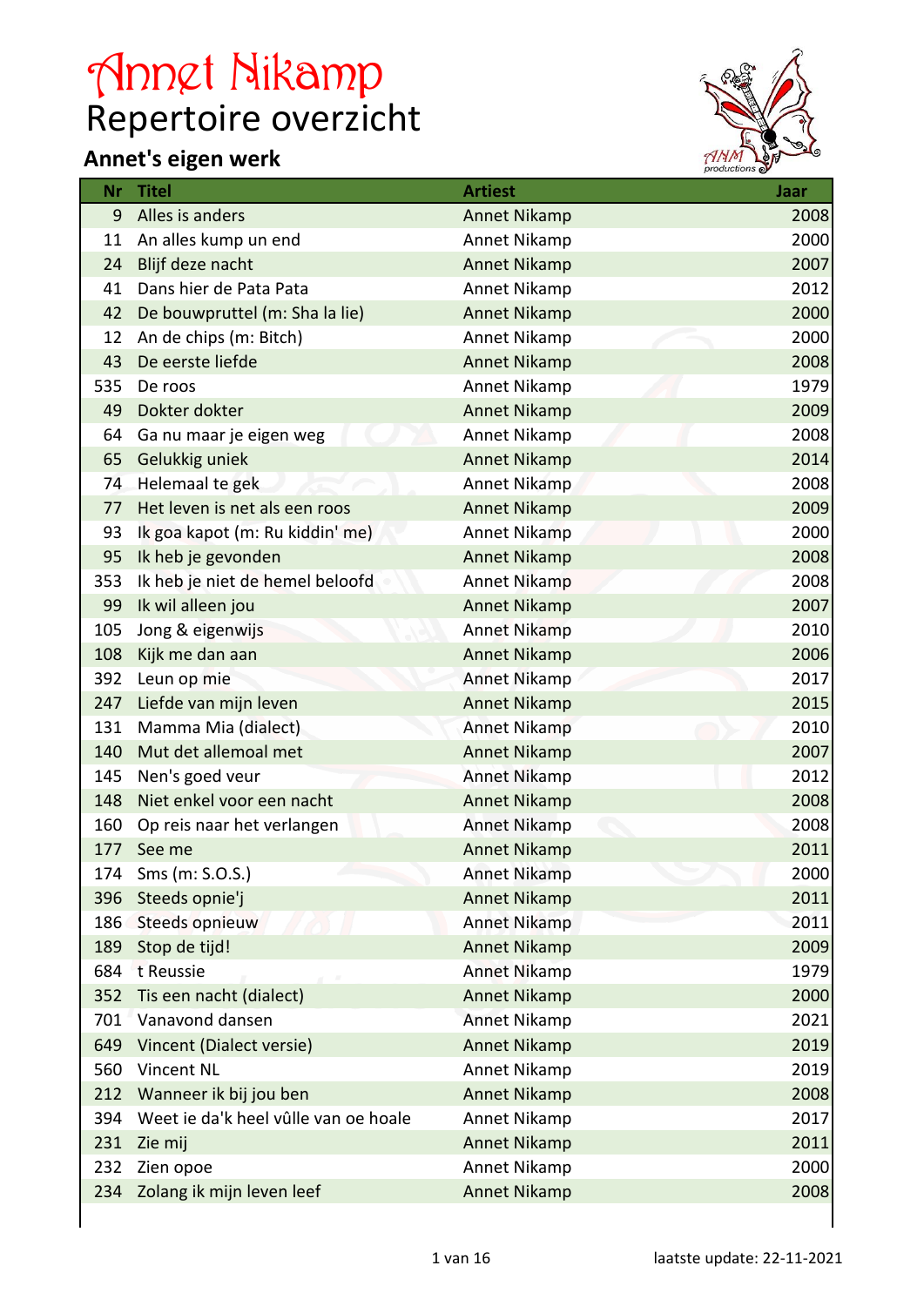# Annet Nikamp

## Repertoire overzicht

### Annet's eigen werk

| Nr | Titel | Artiest | Jaar |
|---|---|---|---|
| 9 | Alles is anders | Annet Nikamp | 2008 |
| 11 | An alles kump un end | Annet Nikamp | 2000 |
| 24 | Blijf deze nacht | Annet Nikamp | 2007 |
| 41 | Dans hier de Pata Pata | Annet Nikamp | 2012 |
| 42 | De bouwpruttel (m: Sha la lie) | Annet Nikamp | 2000 |
| 12 | An de chips (m: Bitch) | Annet Nikamp | 2000 |
| 43 | De eerste liefde | Annet Nikamp | 2008 |
| 535 | De roos | Annet Nikamp | 1979 |
| 49 | Dokter dokter | Annet Nikamp | 2009 |
| 64 | Ga nu maar je eigen weg | Annet Nikamp | 2008 |
| 65 | Gelukkig uniek | Annet Nikamp | 2014 |
| 74 | Helemaal te gek | Annet Nikamp | 2008 |
| 77 | Het leven is net als een roos | Annet Nikamp | 2009 |
| 93 | Ik goa kapot (m: Ru kiddin' me) | Annet Nikamp | 2000 |
| 95 | Ik heb je gevonden | Annet Nikamp | 2008 |
| 353 | Ik heb je niet de hemel beloofd | Annet Nikamp | 2008 |
| 99 | Ik wil alleen jou | Annet Nikamp | 2007 |
| 105 | Jong & eigenwijs | Annet Nikamp | 2010 |
| 108 | Kijk me dan aan | Annet Nikamp | 2006 |
| 392 | Leun op mie | Annet Nikamp | 2017 |
| 247 | Liefde van mijn leven | Annet Nikamp | 2015 |
| 131 | Mamma Mia (dialect) | Annet Nikamp | 2010 |
| 140 | Mut det allemoal met | Annet Nikamp | 2007 |
| 145 | Nen's goed veur | Annet Nikamp | 2012 |
| 148 | Niet enkel voor een nacht | Annet Nikamp | 2008 |
| 160 | Op reis naar het verlangen | Annet Nikamp | 2008 |
| 177 | See me | Annet Nikamp | 2011 |
| 174 | Sms (m: S.O.S.) | Annet Nikamp | 2000 |
| 396 | Steeds opnie'j | Annet Nikamp | 2011 |
| 186 | Steeds opnieuw | Annet Nikamp | 2011 |
| 189 | Stop de tijd! | Annet Nikamp | 2009 |
| 684 | t Reussie | Annet Nikamp | 1979 |
| 352 | Tis een nacht (dialect) | Annet Nikamp | 2000 |
| 701 | Vanavond dansen | Annet Nikamp | 2021 |
| 649 | Vincent (Dialect versie) | Annet Nikamp | 2019 |
| 560 | Vincent NL | Annet Nikamp | 2019 |
| 212 | Wanneer ik bij jou ben | Annet Nikamp | 2008 |
| 394 | Weet ie da'k heel vûlle van oe hoale | Annet Nikamp | 2017 |
| 231 | Zie mij | Annet Nikamp | 2011 |
| 232 | Zien opoe | Annet Nikamp | 2000 |
| 234 | Zolang ik mijn leven leef | Annet Nikamp | 2008 |

laatste update: 22-11-2021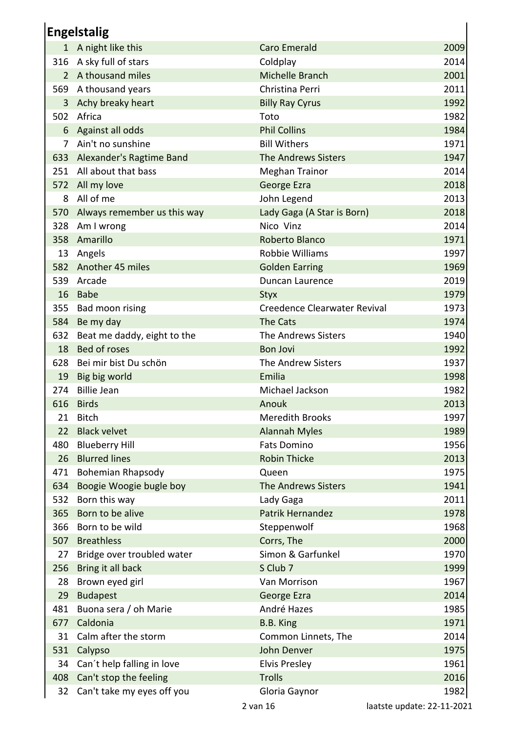## Engelstalig

| Nr | Titel | Artiest | Jaar |
|---|---|---|---|
| 1 | A night like this | Caro Emerald | 2009 |
| 316 | A sky full of stars | Coldplay | 2014 |
| 2 | A thousand miles | Michelle Branch | 2001 |
| 569 | A thousand years | Christina Perri | 2011 |
| 3 | Achy breaky heart | Billy Ray Cyrus | 1992 |
| 502 | Africa | Toto | 1982 |
| 6 | Against all odds | Phil Collins | 1984 |
| 7 | Ain't no sunshine | Bill Withers | 1971 |
| 633 | Alexander's Ragtime Band | The Andrews Sisters | 1947 |
| 251 | All about that bass | Meghan Trainor | 2014 |
| 572 | All my love | George Ezra | 2018 |
| 8 | All of me | John Legend | 2013 |
| 570 | Always remember us this way | Lady Gaga (A Star is Born) | 2018 |
| 328 | Am I wrong | Nico Vinz | 2014 |
| 358 | Amarillo | Roberto Blanco | 1971 |
| 13 | Angels | Robbie Williams | 1997 |
| 582 | Another 45 miles | Golden Earring | 1969 |
| 539 | Arcade | Duncan Laurence | 2019 |
| 16 | Babe | Styx | 1979 |
| 355 | Bad moon rising | Creedence Clearwater Revival | 1973 |
| 584 | Be my day | The Cats | 1974 |
| 632 | Beat me daddy, eight to the | The Andrews Sisters | 1940 |
| 18 | Bed of roses | Bon Jovi | 1992 |
| 628 | Bei mir bist Du schön | The Andrew Sisters | 1937 |
| 19 | Big big world | Emilia | 1998 |
| 274 | Billie Jean | Michael Jackson | 1982 |
| 616 | Birds | Anouk | 2013 |
| 21 | Bitch | Meredith Brooks | 1997 |
| 22 | Black velvet | Alannah Myles | 1989 |
| 480 | Blueberry Hill | Fats Domino | 1956 |
| 26 | Blurred lines | Robin Thicke | 2013 |
| 471 | Bohemian Rhapsody | Queen | 1975 |
| 634 | Boogie Woogie bugle boy | The Andrews Sisters | 1941 |
| 532 | Born this way | Lady Gaga | 2011 |
| 365 | Born to be alive | Patrik Hernandez | 1978 |
| 366 | Born to be wild | Steppenwolf | 1968 |
| 507 | Breathless | Corrs, The | 2000 |
| 27 | Bridge over troubled water | Simon & Garfunkel | 1970 |
| 256 | Bring it all back | S Club 7 | 1999 |
| 28 | Brown eyed girl | Van Morrison | 1967 |
| 29 | Budapest | George Ezra | 2014 |
| 481 | Buona sera / oh Marie | André Hazes | 1985 |
| 677 | Caldonia | B.B. King | 1971 |
| 31 | Calm after the storm | Common Linnets, The | 2014 |
| 531 | Calypso | John Denver | 1975 |
| 34 | Can´t help falling in love | Elvis Presley | 1961 |
| 408 | Can't stop the feeling | Trolls | 2016 |
| 32 | Can't take my eyes off you | Gloria Gaynor | 1982 |

laatste update: 22-11-2021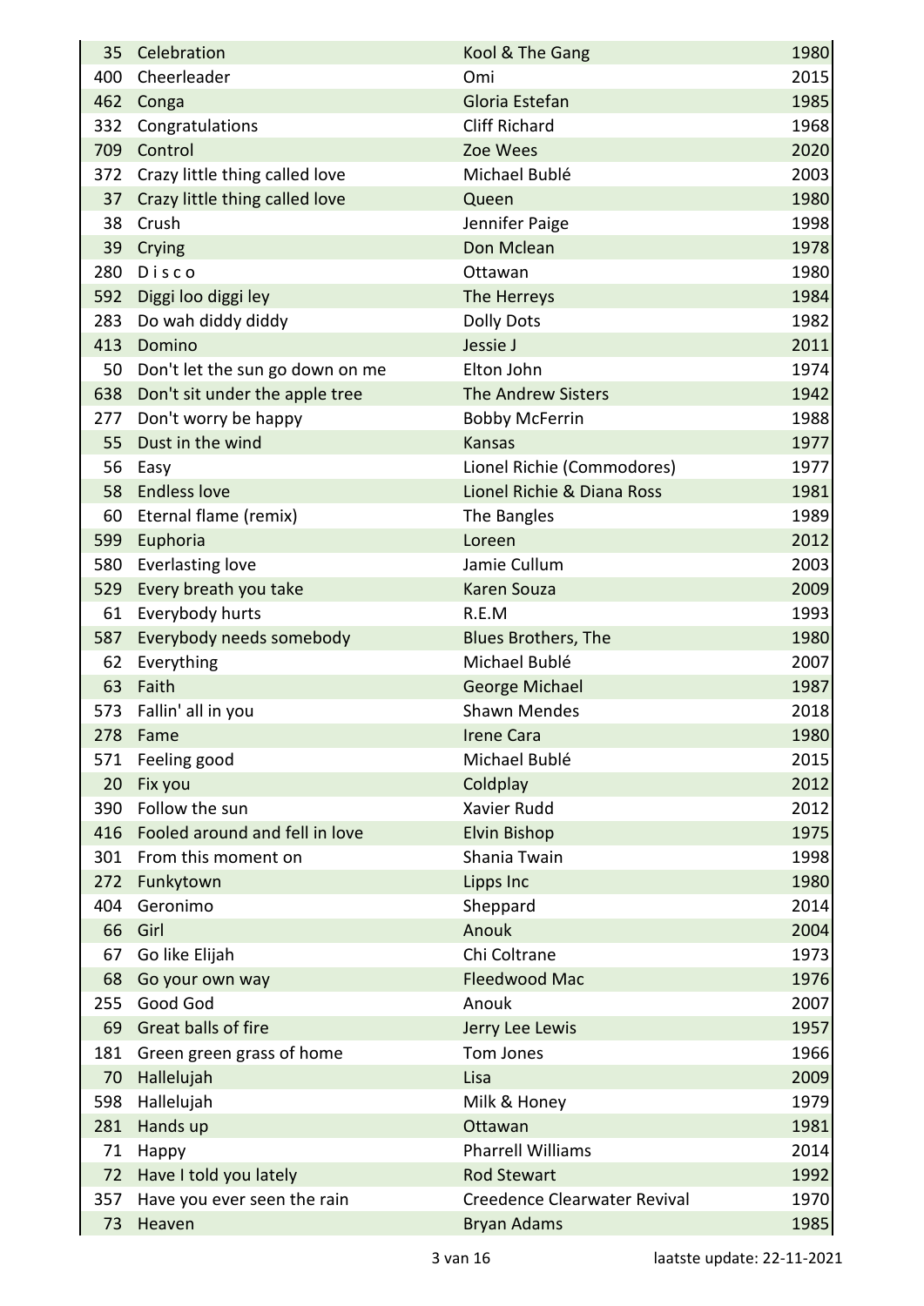| | | | |
|---|---|---|---|
| 35 | Celebration | Kool & The Gang | 1980 |
| 400 | Cheerleader | Omi | 2015 |
| 462 | Conga | Gloria Estefan | 1985 |
| 332 | Congratulations | Cliff Richard | 1968 |
| 709 | Control | Zoe Wees | 2020 |
| 372 | Crazy little thing called love | Michael Bublé | 2003 |
| 37 | Crazy little thing called love | Queen | 1980 |
| 38 | Crush | Jennifer Paige | 1998 |
| 39 | Crying | Don Mclean | 1978 |
| 280 | D i s c o | Ottawan | 1980 |
| 592 | Diggi loo diggi ley | The Herreys | 1984 |
| 283 | Do wah diddy diddy | Dolly Dots | 1982 |
| 413 | Domino | Jessie J | 2011 |
| 50 | Don't let the sun go down on me | Elton John | 1974 |
| 638 | Don't sit under the apple tree | The Andrew Sisters | 1942 |
| 277 | Don't worry be happy | Bobby McFerrin | 1988 |
| 55 | Dust in the wind | Kansas | 1977 |
| 56 | Easy | Lionel Richie (Commodores) | 1977 |
| 58 | Endless love | Lionel Richie & Diana Ross | 1981 |
| 60 | Eternal flame (remix) | The Bangles | 1989 |
| 599 | Euphoria | Loreen | 2012 |
| 580 | Everlasting love | Jamie Cullum | 2003 |
| 529 | Every breath you take | Karen Souza | 2009 |
| 61 | Everybody hurts | R.E.M | 1993 |
| 587 | Everybody needs somebody | Blues Brothers, The | 1980 |
| 62 | Everything | Michael Bublé | 2007 |
| 63 | Faith | George Michael | 1987 |
| 573 | Fallin' all in you | Shawn Mendes | 2018 |
| 278 | Fame | Irene Cara | 1980 |
| 571 | Feeling good | Michael Bublé | 2015 |
| 20 | Fix you | Coldplay | 2012 |
| 390 | Follow the sun | Xavier Rudd | 2012 |
| 416 | Fooled around and fell in love | Elvin Bishop | 1975 |
| 301 | From this moment on | Shania Twain | 1998 |
| 272 | Funkytown | Lipps Inc | 1980 |
| 404 | Geronimo | Sheppard | 2014 |
| 66 | Girl | Anouk | 2004 |
| 67 | Go like Elijah | Chi Coltrane | 1973 |
| 68 | Go your own way | Fleedwood Mac | 1976 |
| 255 | Good God | Anouk | 2007 |
| 69 | Great balls of fire | Jerry Lee Lewis | 1957 |
| 181 | Green green grass of home | Tom Jones | 1966 |
| 70 | Hallelujah | Lisa | 2009 |
| 598 | Hallelujah | Milk & Honey | 1979 |
| 281 | Hands up | Ottawan | 1981 |
| 71 | Happy | Pharrell Williams | 2014 |
| 72 | Have I told you lately | Rod Stewart | 1992 |
| 357 | Have you ever seen the rain | Creedence Clearwater Revival | 1970 |
| 73 | Heaven | Bryan Adams | 1985 |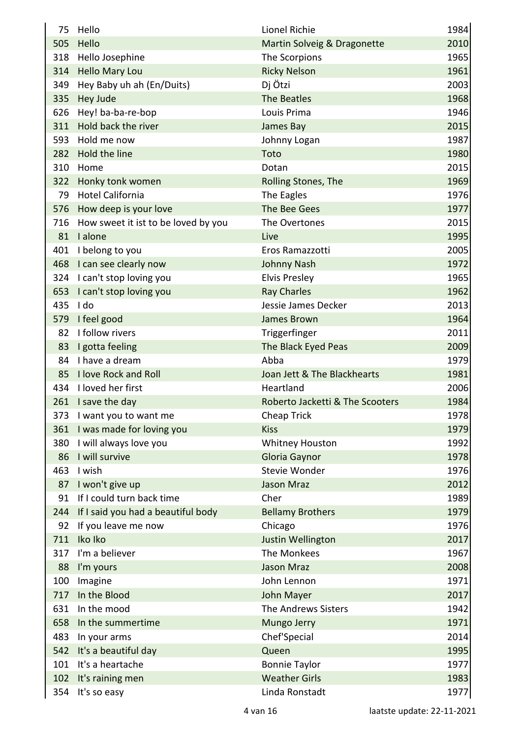| | | | |
|---|---|---|---|
| 75 | Hello | Lionel Richie | 1984 |
| 505 | Hello | Martin Solveig & Dragonette | 2010 |
| 318 | Hello Josephine | The Scorpions | 1965 |
| 314 | Hello Mary Lou | Ricky Nelson | 1961 |
| 349 | Hey Baby uh ah (En/Duits) | Dj Ötzi | 2003 |
| 335 | Hey Jude | The Beatles | 1968 |
| 626 | Hey! ba-ba-re-bop | Louis Prima | 1946 |
| 311 | Hold back the river | James Bay | 2015 |
| 593 | Hold me now | Johnny Logan | 1987 |
| 282 | Hold the line | Toto | 1980 |
| 310 | Home | Dotan | 2015 |
| 322 | Honky tonk women | Rolling Stones, The | 1969 |
| 79 | Hotel California | The Eagles | 1976 |
| 576 | How deep is your love | The Bee Gees | 1977 |
| 716 | How sweet it ist to be loved by you | The Overtones | 2015 |
| 81 | I alone | Live | 1995 |
| 401 | I belong to you | Eros Ramazzotti | 2005 |
| 468 | I can see clearly now | Johnny Nash | 1972 |
| 324 | I can't stop loving you | Elvis Presley | 1965 |
| 653 | I can't stop loving you | Ray Charles | 1962 |
| 435 | I do | Jessie James Decker | 2013 |
| 579 | I feel good | James Brown | 1964 |
| 82 | I follow rivers | Triggerfinger | 2011 |
| 83 | I gotta feeling | The Black Eyed Peas | 2009 |
| 84 | I have a dream | Abba | 1979 |
| 85 | I love Rock and Roll | Joan Jett & The Blackhearts | 1981 |
| 434 | I loved her first | Heartland | 2006 |
| 261 | I save the day | Roberto Jacketti & The Scooters | 1984 |
| 373 | I want you to want me | Cheap Trick | 1978 |
| 361 | I was made for loving you | Kiss | 1979 |
| 380 | I will always love you | Whitney Houston | 1992 |
| 86 | I will survive | Gloria Gaynor | 1978 |
| 463 | I wish | Stevie Wonder | 1976 |
| 87 | I won't give up | Jason Mraz | 2012 |
| 91 | If I could turn back time | Cher | 1989 |
| 244 | If I said you had a beautiful body | Bellamy Brothers | 1979 |
| 92 | If you leave me now | Chicago | 1976 |
| 711 | Iko Iko | Justin Wellington | 2017 |
| 317 | I'm a believer | The Monkees | 1967 |
| 88 | I'm yours | Jason Mraz | 2008 |
| 100 | Imagine | John Lennon | 1971 |
| 717 | In the Blood | John Mayer | 2017 |
| 631 | In the mood | The Andrews Sisters | 1942 |
| 658 | In the summertime | Mungo Jerry | 1971 |
| 483 | In your arms | Chef'Special | 2014 |
| 542 | It's a beautiful day | Queen | 1995 |
| 101 | It's a heartache | Bonnie Taylor | 1977 |
| 102 | It's raining men | Weather Girls | 1983 |
| 354 | It's so easy | Linda Ronstadt | 1977 |

laatste update: 22-11-2021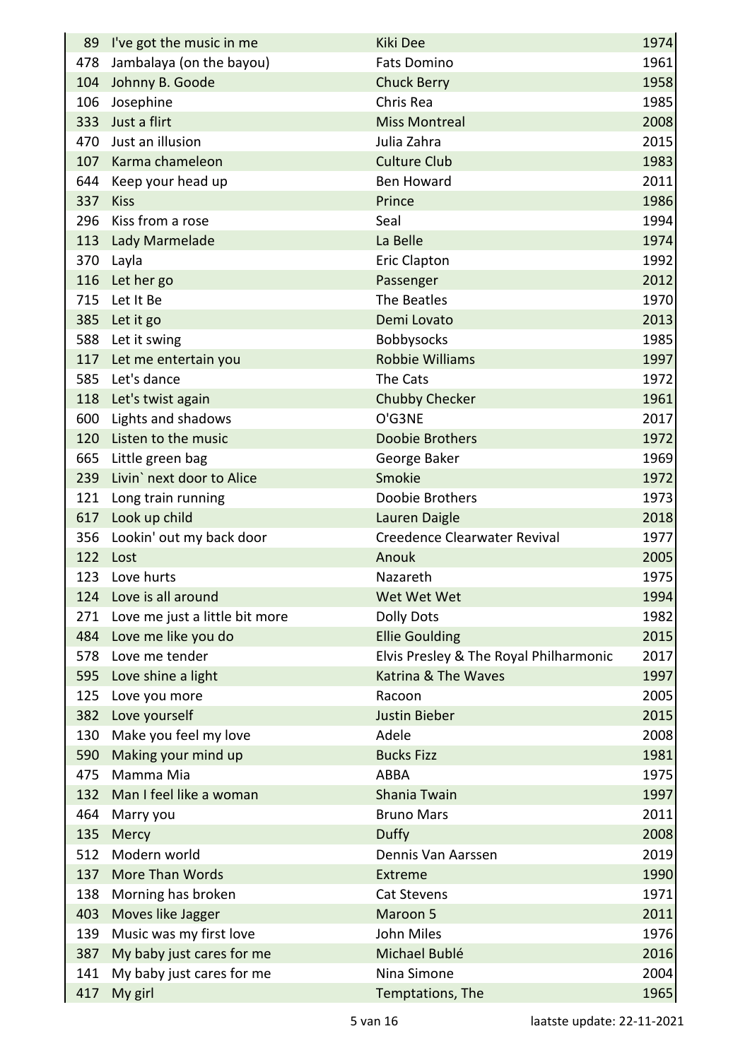| | | | |
|---|---|---|---|
| 89 | I've got the music in me | Kiki Dee | 1974 |
| 478 | Jambalaya (on the bayou) | Fats Domino | 1961 |
| 104 | Johnny B. Goode | Chuck Berry | 1958 |
| 106 | Josephine | Chris Rea | 1985 |
| 333 | Just a flirt | Miss Montreal | 2008 |
| 470 | Just an illusion | Julia Zahra | 2015 |
| 107 | Karma chameleon | Culture Club | 1983 |
| 644 | Keep your head up | Ben Howard | 2011 |
| 337 | Kiss | Prince | 1986 |
| 296 | Kiss from a rose | Seal | 1994 |
| 113 | Lady Marmelade | La Belle | 1974 |
| 370 | Layla | Eric Clapton | 1992 |
| 116 | Let her go | Passenger | 2012 |
| 715 | Let It Be | The Beatles | 1970 |
| 385 | Let it go | Demi Lovato | 2013 |
| 588 | Let it swing | Bobbysocks | 1985 |
| 117 | Let me entertain you | Robbie Williams | 1997 |
| 585 | Let's dance | The Cats | 1972 |
| 118 | Let's twist again | Chubby Checker | 1961 |
| 600 | Lights and shadows | O'G3NE | 2017 |
| 120 | Listen to the music | Doobie Brothers | 1972 |
| 665 | Little green bag | George Baker | 1969 |
| 239 | Livin` next door to Alice | Smokie | 1972 |
| 121 | Long train running | Doobie Brothers | 1973 |
| 617 | Look up child | Lauren Daigle | 2018 |
| 356 | Lookin' out my back door | Creedence Clearwater Revival | 1977 |
| 122 | Lost | Anouk | 2005 |
| 123 | Love hurts | Nazareth | 1975 |
| 124 | Love is all around | Wet Wet Wet | 1994 |
| 271 | Love me just a little bit more | Dolly Dots | 1982 |
| 484 | Love me like you do | Ellie Goulding | 2015 |
| 578 | Love me tender | Elvis Presley & The Royal Philharmonic | 2017 |
| 595 | Love shine a light | Katrina & The Waves | 1997 |
| 125 | Love you more | Racoon | 2005 |
| 382 | Love yourself | Justin Bieber | 2015 |
| 130 | Make you feel my love | Adele | 2008 |
| 590 | Making your mind up | Bucks Fizz | 1981 |
| 475 | Mamma Mia | ABBA | 1975 |
| 132 | Man I feel like a woman | Shania Twain | 1997 |
| 464 | Marry you | Bruno Mars | 2011 |
| 135 | Mercy | Duffy | 2008 |
| 512 | Modern world | Dennis Van Aarssen | 2019 |
| 137 | More Than Words | Extreme | 1990 |
| 138 | Morning has broken | Cat Stevens | 1971 |
| 403 | Moves like Jagger | Maroon 5 | 2011 |
| 139 | Music was my first love | John Miles | 1976 |
| 387 | My baby just cares for me | Michael Bublé | 2016 |
| 141 | My baby just cares for me | Nina Simone | 2004 |
| 417 | My girl | Temptations, The | 1965 |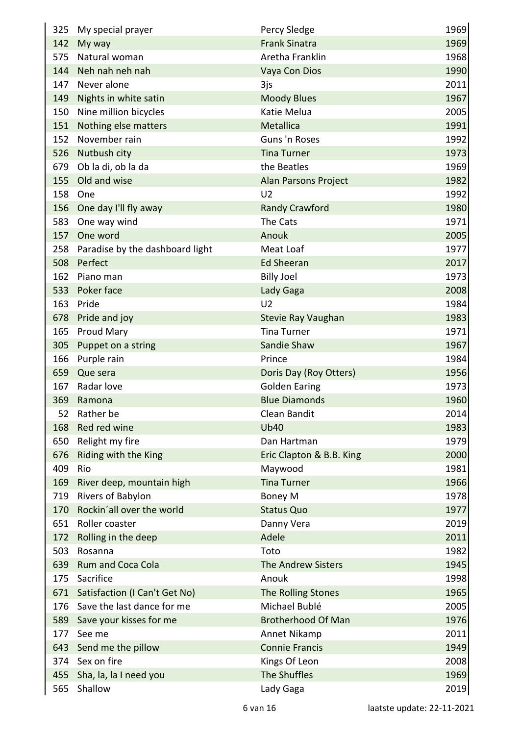| | | | |
|---|---|---|---|
| 325 | My special prayer | Percy Sledge | 1969 |
| 142 | My way | Frank Sinatra | 1969 |
| 575 | Natural woman | Aretha Franklin | 1968 |
| 144 | Neh nah neh nah | Vaya Con Dios | 1990 |
| 147 | Never alone | 3js | 2011 |
| 149 | Nights in white satin | Moody Blues | 1967 |
| 150 | Nine million bicycles | Katie Melua | 2005 |
| 151 | Nothing else matters | Metallica | 1991 |
| 152 | November rain | Guns 'n Roses | 1992 |
| 526 | Nutbush city | Tina Turner | 1973 |
| 679 | Ob la di, ob la da | the Beatles | 1969 |
| 155 | Old and wise | Alan Parsons Project | 1982 |
| 158 | One | U2 | 1992 |
| 156 | One day I'll fly away | Randy Crawford | 1980 |
| 583 | One way wind | The Cats | 1971 |
| 157 | One word | Anouk | 2005 |
| 258 | Paradise by the dashboard light | Meat Loaf | 1977 |
| 508 | Perfect | Ed Sheeran | 2017 |
| 162 | Piano man | Billy Joel | 1973 |
| 533 | Poker face | Lady Gaga | 2008 |
| 163 | Pride | U2 | 1984 |
| 678 | Pride and joy | Stevie Ray Vaughan | 1983 |
| 165 | Proud Mary | Tina Turner | 1971 |
| 305 | Puppet on a string | Sandie Shaw | 1967 |
| 166 | Purple rain | Prince | 1984 |
| 659 | Que sera | Doris Day (Roy Otters) | 1956 |
| 167 | Radar love | Golden Earing | 1973 |
| 369 | Ramona | Blue Diamonds | 1960 |
| 52 | Rather be | Clean Bandit | 2014 |
| 168 | Red red wine | Ub40 | 1983 |
| 650 | Relight my fire | Dan Hartman | 1979 |
| 676 | Riding with the King | Eric Clapton & B.B. King | 2000 |
| 409 | Rio | Maywood | 1981 |
| 169 | River deep, mountain high | Tina Turner | 1966 |
| 719 | Rivers of Babylon | Boney M | 1978 |
| 170 | Rockin´all over the world | Status Quo | 1977 |
| 651 | Roller coaster | Danny Vera | 2019 |
| 172 | Rolling in the deep | Adele | 2011 |
| 503 | Rosanna | Toto | 1982 |
| 639 | Rum and Coca Cola | The Andrew Sisters | 1945 |
| 175 | Sacrifice | Anouk | 1998 |
| 671 | Satisfaction (I Can't Get No) | The Rolling Stones | 1965 |
| 176 | Save the last dance for me | Michael Bublé | 2005 |
| 589 | Save your kisses for me | Brotherhood Of Man | 1976 |
| 177 | See me | Annet Nikamp | 2011 |
| 643 | Send me the pillow | Connie Francis | 1949 |
| 374 | Sex on fire | Kings Of Leon | 2008 |
| 455 | Sha, la, la I need you | The Shuffles | 1969 |
| 565 | Shallow | Lady Gaga | 2019 |

laatste update: 22-11-2021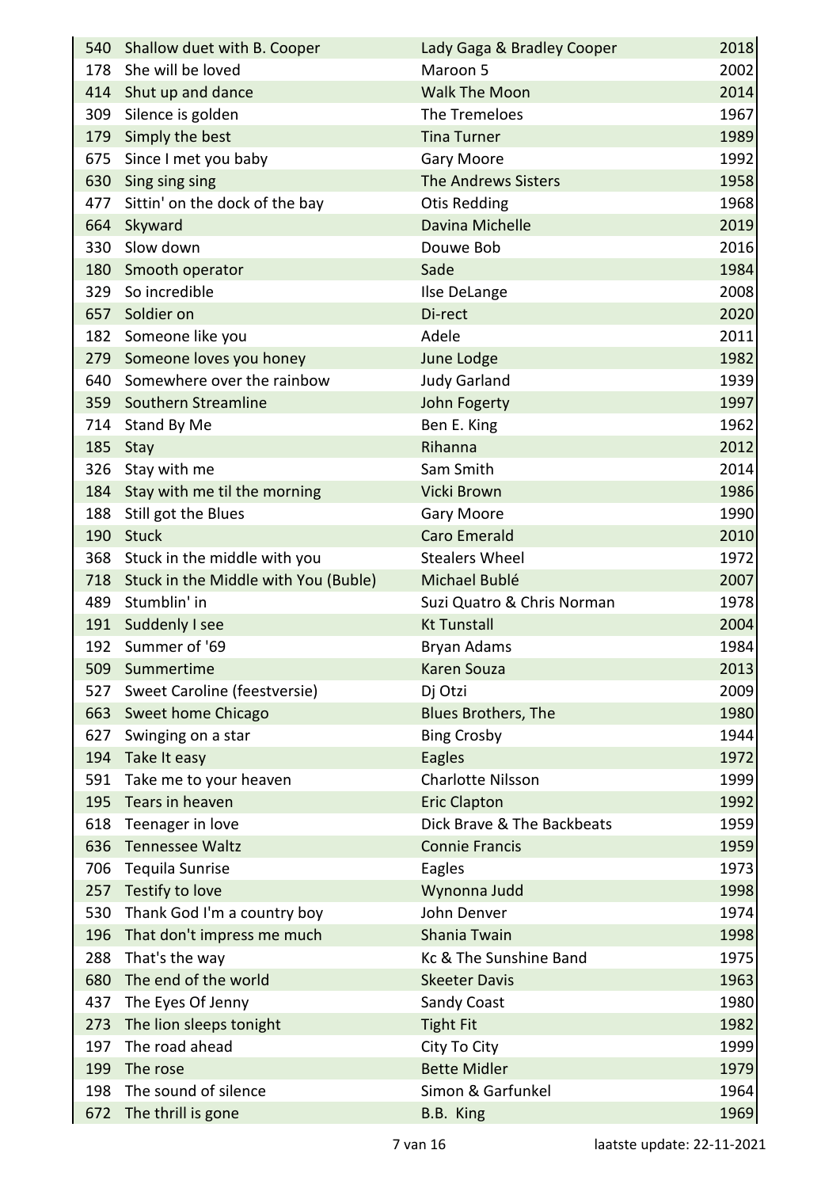| | | | |
|---|---|---|---|
| 540 | Shallow duet with B. Cooper | Lady Gaga & Bradley Cooper | 2018 |
| 178 | She will be loved | Maroon 5 | 2002 |
| 414 | Shut up and dance | Walk The Moon | 2014 |
| 309 | Silence is golden | The Tremeloes | 1967 |
| 179 | Simply the best | Tina Turner | 1989 |
| 675 | Since I met you baby | Gary Moore | 1992 |
| 630 | Sing sing sing | The Andrews Sisters | 1958 |
| 477 | Sittin' on the dock of the bay | Otis Redding | 1968 |
| 664 | Skyward | Davina Michelle | 2019 |
| 330 | Slow down | Douwe Bob | 2016 |
| 180 | Smooth operator | Sade | 1984 |
| 329 | So incredible | Ilse DeLange | 2008 |
| 657 | Soldier on | Di-rect | 2020 |
| 182 | Someone like you | Adele | 2011 |
| 279 | Someone loves you honey | June Lodge | 1982 |
| 640 | Somewhere over the rainbow | Judy Garland | 1939 |
| 359 | Southern Streamline | John Fogerty | 1997 |
| 714 | Stand By Me | Ben E. King | 1962 |
| 185 | Stay | Rihanna | 2012 |
| 326 | Stay with me | Sam Smith | 2014 |
| 184 | Stay with me til the morning | Vicki Brown | 1986 |
| 188 | Still got the Blues | Gary Moore | 1990 |
| 190 | Stuck | Caro Emerald | 2010 |
| 368 | Stuck in the middle with you | Stealers Wheel | 1972 |
| 718 | Stuck in the Middle with You (Buble) | Michael Bublé | 2007 |
| 489 | Stumblin' in | Suzi Quatro & Chris Norman | 1978 |
| 191 | Suddenly I see | Kt Tunstall | 2004 |
| 192 | Summer of '69 | Bryan Adams | 1984 |
| 509 | Summertime | Karen Souza | 2013 |
| 527 | Sweet Caroline (feestversie) | Dj Otzi | 2009 |
| 663 | Sweet home Chicago | Blues Brothers, The | 1980 |
| 627 | Swinging on a star | Bing Crosby | 1944 |
| 194 | Take It easy | Eagles | 1972 |
| 591 | Take me to your heaven | Charlotte Nilsson | 1999 |
| 195 | Tears in heaven | Eric Clapton | 1992 |
| 618 | Teenager in love | Dick Brave & The Backbeats | 1959 |
| 636 | Tennessee Waltz | Connie Francis | 1959 |
| 706 | Tequila Sunrise | Eagles | 1973 |
| 257 | Testify to love | Wynonna Judd | 1998 |
| 530 | Thank God I'm a country boy | John Denver | 1974 |
| 196 | That don't impress me much | Shania Twain | 1998 |
| 288 | That's the way | Kc & The Sunshine Band | 1975 |
| 680 | The end of the world | Skeeter Davis | 1963 |
| 437 | The Eyes Of Jenny | Sandy Coast | 1980 |
| 273 | The lion sleeps tonight | Tight Fit | 1982 |
| 197 | The road ahead | City To City | 1999 |
| 199 | The rose | Bette Midler | 1979 |
| 198 | The sound of silence | Simon & Garfunkel | 1964 |
| 672 | The thrill is gone | B.B. King | 1969 |

laatste update: 22-11-2021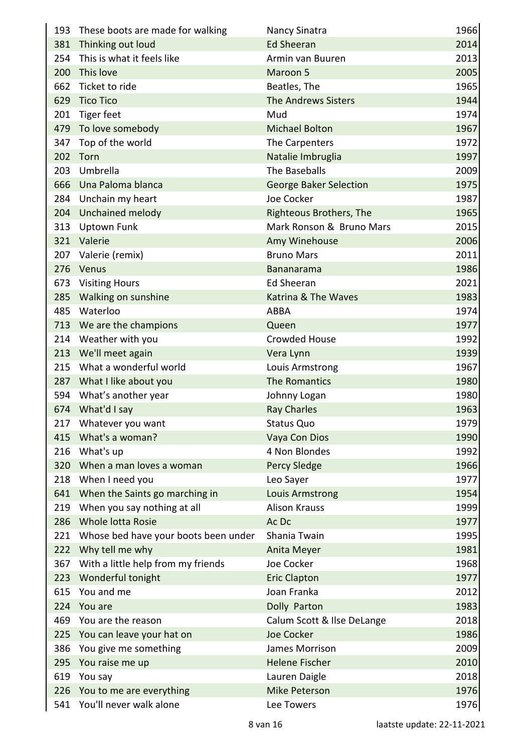| | | | |
|---|---|---|---|
| 193 | These boots are made for walking | Nancy Sinatra | 1966 |
| 381 | Thinking out loud | Ed Sheeran | 2014 |
| 254 | This is what it feels like | Armin van Buuren | 2013 |
| 200 | This love | Maroon 5 | 2005 |
| 662 | Ticket to ride | Beatles, The | 1965 |
| 629 | Tico Tico | The Andrews Sisters | 1944 |
| 201 | Tiger feet | Mud | 1974 |
| 479 | To love somebody | Michael Bolton | 1967 |
| 347 | Top of the world | The Carpenters | 1972 |
| 202 | Torn | Natalie Imbruglia | 1997 |
| 203 | Umbrella | The Baseballs | 2009 |
| 666 | Una Paloma blanca | George Baker Selection | 1975 |
| 284 | Unchain my heart | Joe Cocker | 1987 |
| 204 | Unchained melody | Righteous Brothers, The | 1965 |
| 313 | Uptown Funk | Mark Ronson & Bruno Mars | 2015 |
| 321 | Valerie | Amy Winehouse | 2006 |
| 207 | Valerie (remix) | Bruno Mars | 2011 |
| 276 | Venus | Bananarama | 1986 |
| 673 | Visiting Hours | Ed Sheeran | 2021 |
| 285 | Walking on sunshine | Katrina & The Waves | 1983 |
| 485 | Waterloo | ABBA | 1974 |
| 713 | We are the champions | Queen | 1977 |
| 214 | Weather with you | Crowded House | 1992 |
| 213 | We'll meet again | Vera Lynn | 1939 |
| 215 | What a wonderful world | Louis Armstrong | 1967 |
| 287 | What I like about you | The Romantics | 1980 |
| 594 | What’s another year | Johnny Logan | 1980 |
| 674 | What'd I say | Ray Charles | 1963 |
| 217 | Whatever you want | Status Quo | 1979 |
| 415 | What's a woman? | Vaya Con Dios | 1990 |
| 216 | What's up | 4 Non Blondes | 1992 |
| 320 | When a man loves a woman | Percy Sledge | 1966 |
| 218 | When I need you | Leo Sayer | 1977 |
| 641 | When the Saints go marching in | Louis Armstrong | 1954 |
| 219 | When you say nothing at all | Alison Krauss | 1999 |
| 286 | Whole lotta Rosie | Ac Dc | 1977 |
| 221 | Whose bed have your boots been under | Shania Twain | 1995 |
| 222 | Why tell me why | Anita Meyer | 1981 |
| 367 | With a little help from my friends | Joe Cocker | 1968 |
| 223 | Wonderful tonight | Eric Clapton | 1977 |
| 615 | You and me | Joan Franka | 2012 |
| 224 | You are | Dolly Parton | 1983 |
| 469 | You are the reason | Calum Scott & Ilse DeLange | 2018 |
| 225 | You can leave your hat on | Joe Cocker | 1986 |
| 386 | You give me something | James Morrison | 2009 |
| 295 | You raise me up | Helene Fischer | 2010 |
| 619 | You say | Lauren Daigle | 2018 |
| 226 | You to me are everything | Mike Peterson | 1976 |
| 541 | You'll never walk alone | Lee Towers | 1976 |

laatste update: 22-11-2021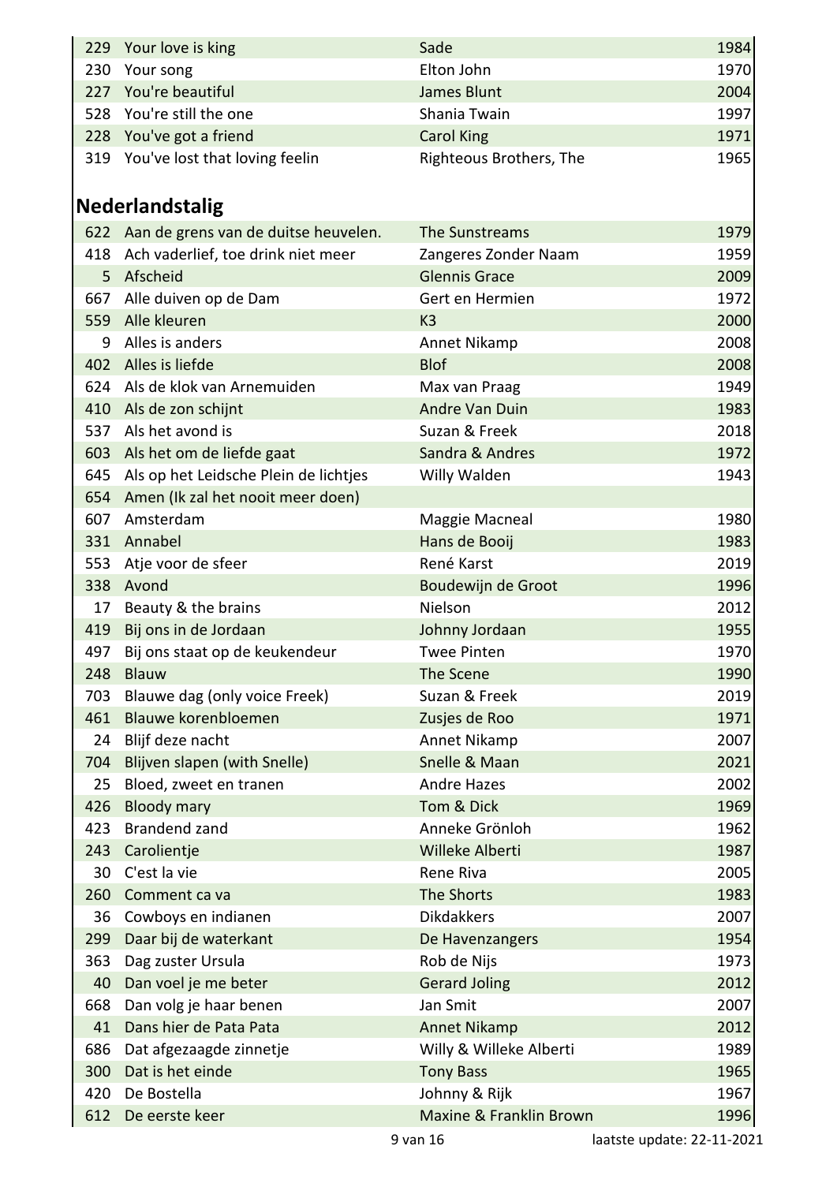| | | | |
|---|---|---|---|
| 229 | Your love is king | Sade | 1984 |
| 230 | Your song | Elton John | 1970 |
| 227 | You're beautiful | James Blunt | 2004 |
| 528 | You're still the one | Shania Twain | 1997 |
| 228 | You've got a friend | Carol King | 1971 |
| 319 | You've lost that loving feelin | Righteous Brothers, The | 1965 |

## Nederlandstalig

| | | | |
|---|---|---|---|
| 622 | Aan de grens van de duitse heuvelen. | The Sunstreams | 1979 |
| 418 | Ach vaderlief, toe drink niet meer | Zangeres Zonder Naam | 1959 |
| 5 | Afscheid | Glennis Grace | 2009 |
| 667 | Alle duiven op de Dam | Gert en Hermien | 1972 |
| 559 | Alle kleuren | K3 | 2000 |
| 9 | Alles is anders | Annet Nikamp | 2008 |
| 402 | Alles is liefde | Blof | 2008 |
| 624 | Als de klok van Arnemuiden | Max van Praag | 1949 |
| 410 | Als de zon schijnt | Andre Van Duin | 1983 |
| 537 | Als het avond is | Suzan & Freek | 2018 |
| 603 | Als het om de liefde gaat | Sandra & Andres | 1972 |
| 645 | Als op het Leidsche Plein de lichtjes | Willy Walden | 1943 |
| 654 | Amen (Ik zal het nooit meer doen) | | |
| 607 | Amsterdam | Maggie Macneal | 1980 |
| 331 | Annabel | Hans de Booij | 1983 |
| 553 | Atje voor de sfeer | René Karst | 2019 |
| 338 | Avond | Boudewijn de Groot | 1996 |
| 17 | Beauty & the brains | Nielson | 2012 |
| 419 | Bij ons in de Jordaan | Johnny Jordaan | 1955 |
| 497 | Bij ons staat op de keukendeur | Twee Pinten | 1970 |
| 248 | Blauw | The Scene | 1990 |
| 703 | Blauwe dag (only voice Freek) | Suzan & Freek | 2019 |
| 461 | Blauwe korenbloemen | Zusjes de Roo | 1971 |
| 24 | Blijf deze nacht | Annet Nikamp | 2007 |
| 704 | Blijven slapen (with Snelle) | Snelle & Maan | 2021 |
| 25 | Bloed, zweet en tranen | Andre Hazes | 2002 |
| 426 | Bloody mary | Tom & Dick | 1969 |
| 423 | Brandend zand | Anneke Grönloh | 1962 |
| 243 | Carolientje | Willeke Alberti | 1987 |
| 30 | C'est la vie | Rene Riva | 2005 |
| 260 | Comment ca va | The Shorts | 1983 |
| 36 | Cowboys en indianen | Dikdakkers | 2007 |
| 299 | Daar bij de waterkant | De Havenzangers | 1954 |
| 363 | Dag zuster Ursula | Rob de Nijs | 1973 |
| 40 | Dan voel je me beter | Gerard Joling | 2012 |
| 668 | Dan volg je haar benen | Jan Smit | 2007 |
| 41 | Dans hier de Pata Pata | Annet Nikamp | 2012 |
| 686 | Dat afgezaagde zinnetje | Willy & Willeke Alberti | 1989 |
| 300 | Dat is het einde | Tony Bass | 1965 |
| 420 | De Bostella | Johnny & Rijk | 1967 |
| 612 | De eerste keer | Maxine & Franklin Brown | 1996 |

laatste update: 22-11-2021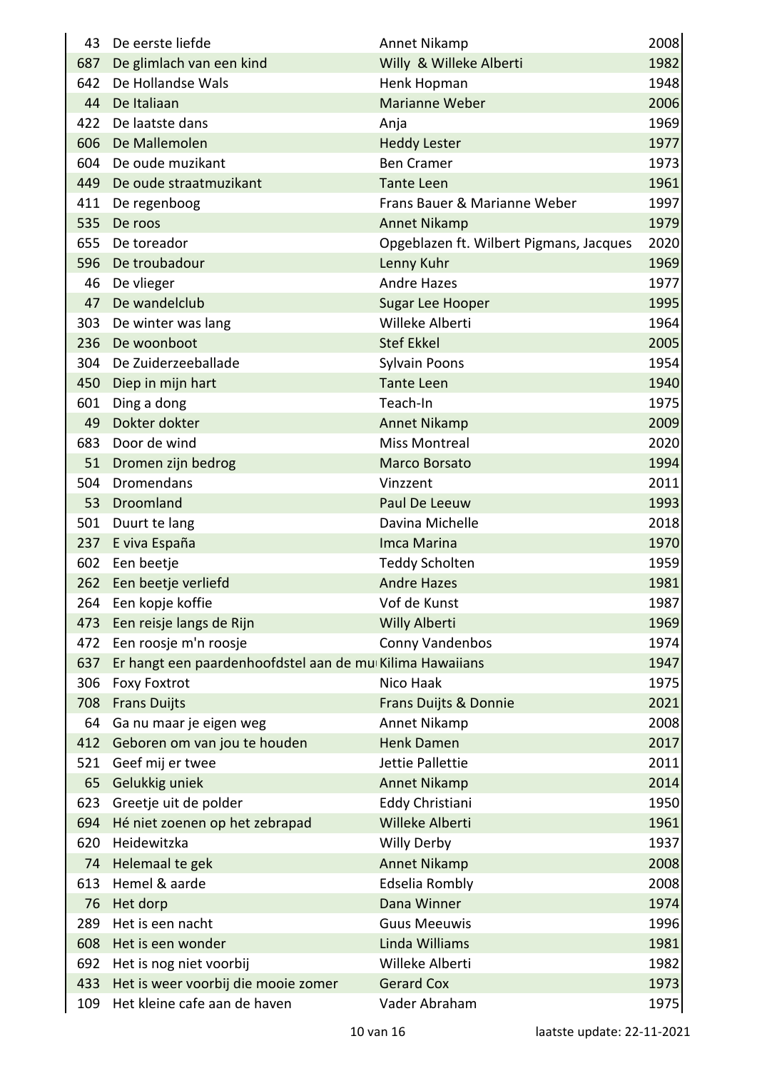| | | | |
|---|---|---|---|
| 43 | De eerste liefde | Annet Nikamp | 2008 |
| 687 | De glimlach van een kind | Willy & Willeke Alberti | 1982 |
| 642 | De Hollandse Wals | Henk Hopman | 1948 |
| 44 | De Italiaan | Marianne Weber | 2006 |
| 422 | De laatste dans | Anja | 1969 |
| 606 | De Mallemolen | Heddy Lester | 1977 |
| 604 | De oude muzikant | Ben Cramer | 1973 |
| 449 | De oude straatmuzikant | Tante Leen | 1961 |
| 411 | De regenboog | Frans Bauer & Marianne Weber | 1997 |
| 535 | De roos | Annet Nikamp | 1979 |
| 655 | De toreador | Opgeblazen ft. Wilbert Pigmans, Jacques | 2020 |
| 596 | De troubadour | Lenny Kuhr | 1969 |
| 46 | De vlieger | Andre Hazes | 1977 |
| 47 | De wandelclub | Sugar Lee Hooper | 1995 |
| 303 | De winter was lang | Willeke Alberti | 1964 |
| 236 | De woonboot | Stef Ekkel | 2005 |
| 304 | De Zuiderzeeballade | Sylvain Poons | 1954 |
| 450 | Diep in mijn hart | Tante Leen | 1940 |
| 601 | Ding a dong | Teach-In | 1975 |
| 49 | Dokter dokter | Annet Nikamp | 2009 |
| 683 | Door de wind | Miss Montreal | 2020 |
| 51 | Dromen zijn bedrog | Marco Borsato | 1994 |
| 504 | Dromendans | Vinzzent | 2011 |
| 53 | Droomland | Paul De Leeuw | 1993 |
| 501 | Duurt te lang | Davina Michelle | 2018 |
| 237 | E viva España | Imca Marina | 1970 |
| 602 | Een beetje | Teddy Scholten | 1959 |
| 262 | Een beetje verliefd | Andre Hazes | 1981 |
| 264 | Een kopje koffie | Vof de Kunst | 1987 |
| 473 | Een reisje langs de Rijn | Willy Alberti | 1969 |
| 472 | Een roosje m'n roosje | Conny Vandenbos | 1974 |
| 637 | Er hangt een paardenhoofdstel aan de mu | Kilima Hawaiians | 1947 |
| 306 | Foxy Foxtrot | Nico Haak | 1975 |
| 708 | Frans Duijts | Frans Duijts & Donnie | 2021 |
| 64 | Ga nu maar je eigen weg | Annet Nikamp | 2008 |
| 412 | Geboren om van jou te houden | Henk Damen | 2017 |
| 521 | Geef mij er twee | Jettie Pallettie | 2011 |
| 65 | Gelukkig uniek | Annet Nikamp | 2014 |
| 623 | Greetje uit de polder | Eddy Christiani | 1950 |
| 694 | Hé niet zoenen op het zebrapad | Willeke Alberti | 1961 |
| 620 | Heidewitzka | Willy Derby | 1937 |
| 74 | Helemaal te gek | Annet Nikamp | 2008 |
| 613 | Hemel & aarde | Edselia Rombly | 2008 |
| 76 | Het dorp | Dana Winner | 1974 |
| 289 | Het is een nacht | Guus Meeuwis | 1996 |
| 608 | Het is een wonder | Linda Williams | 1981 |
| 692 | Het is nog niet voorbij | Willeke Alberti | 1982 |
| 433 | Het is weer voorbij die mooie zomer | Gerard Cox | 1973 |
| 109 | Het kleine cafe aan de haven | Vader Abraham | 1975 |

laatste update: 22-11-2021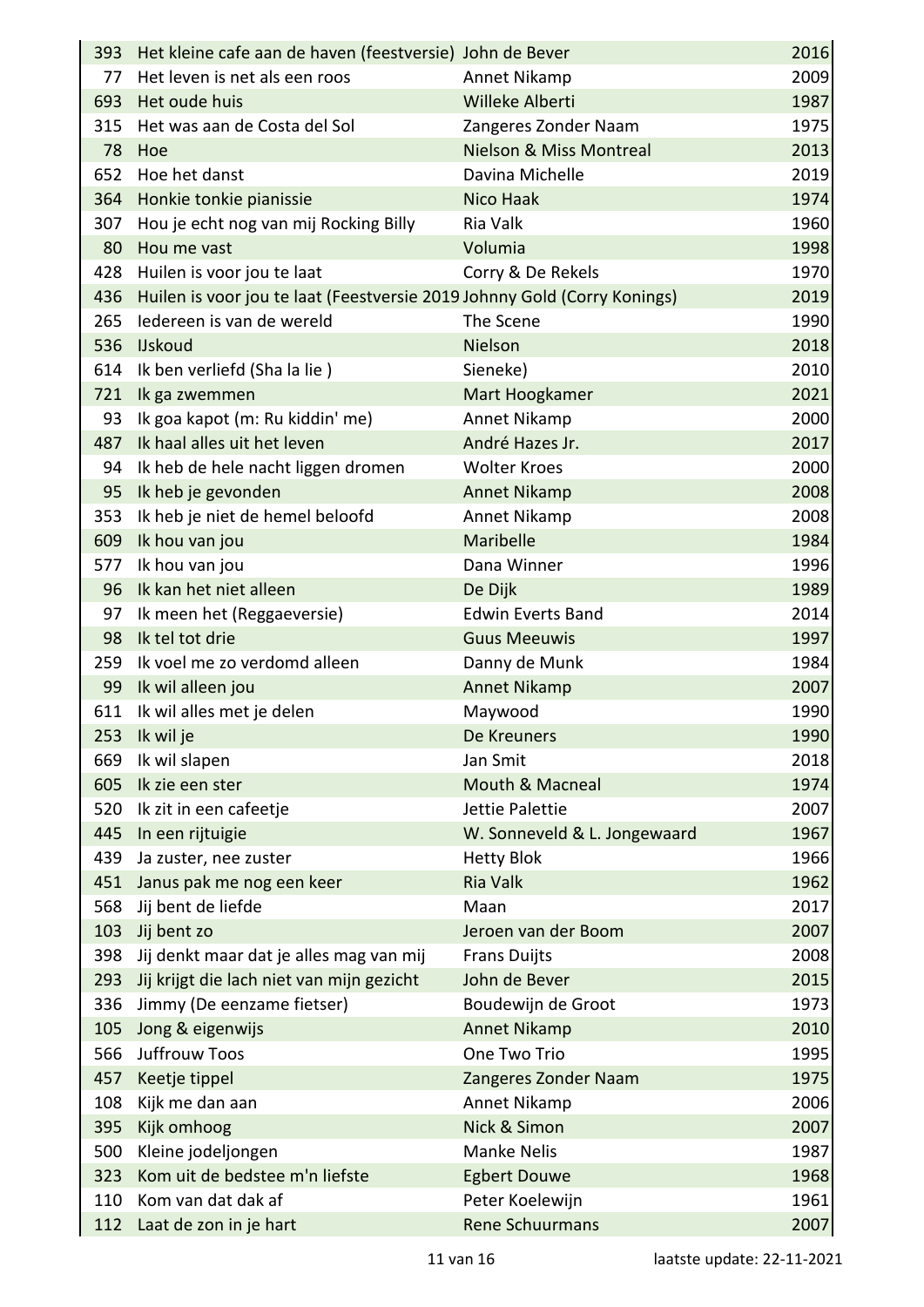| | | | |
|---|---|---|---|
| 393 | Het kleine cafe aan de haven (feestversie) | John de Bever | 2016 |
| 77 | Het leven is net als een roos | Annet Nikamp | 2009 |
| 693 | Het oude huis | Willeke Alberti | 1987 |
| 315 | Het was aan de Costa del Sol | Zangeres Zonder Naam | 1975 |
| 78 | Hoe | Nielson & Miss Montreal | 2013 |
| 652 | Hoe het danst | Davina Michelle | 2019 |
| 364 | Honkie tonkie pianissie | Nico Haak | 1974 |
| 307 | Hou je echt nog van mij Rocking Billy | Ria Valk | 1960 |
| 80 | Hou me vast | Volumia | 1998 |
| 428 | Huilen is voor jou te laat | Corry & De Rekels | 1970 |
| 436 | Huilen is voor jou te laat (Feestversie 2019 | Johnny Gold (Corry Konings) | 2019 |
| 265 | Iedereen is van de wereld | The Scene | 1990 |
| 536 | IJskoud | Nielson | 2018 |
| 614 | Ik ben verliefd (Sha la lie ) | Sieneke) | 2010 |
| 721 | Ik ga zwemmen | Mart Hoogkamer | 2021 |
| 93 | Ik goa kapot (m: Ru kiddin' me) | Annet Nikamp | 2000 |
| 487 | Ik haal alles uit het leven | André Hazes Jr. | 2017 |
| 94 | Ik heb de hele nacht liggen dromen | Wolter Kroes | 2000 |
| 95 | Ik heb je gevonden | Annet Nikamp | 2008 |
| 353 | Ik heb je niet de hemel beloofd | Annet Nikamp | 2008 |
| 609 | Ik hou van jou | Maribelle | 1984 |
| 577 | Ik hou van jou | Dana Winner | 1996 |
| 96 | Ik kan het niet alleen | De Dijk | 1989 |
| 97 | Ik meen het (Reggaeversie) | Edwin Everts Band | 2014 |
| 98 | Ik tel tot drie | Guus Meeuwis | 1997 |
| 259 | Ik voel me zo verdomd alleen | Danny de Munk | 1984 |
| 99 | Ik wil alleen jou | Annet Nikamp | 2007 |
| 611 | Ik wil alles met je delen | Maywood | 1990 |
| 253 | Ik wil je | De Kreuners | 1990 |
| 669 | Ik wil slapen | Jan Smit | 2018 |
| 605 | Ik zie een ster | Mouth & Macneal | 1974 |
| 520 | Ik zit in een cafeetje | Jettie Palettie | 2007 |
| 445 | In een rijtuigie | W. Sonneveld & L. Jongewaard | 1967 |
| 439 | Ja zuster, nee zuster | Hetty Blok | 1966 |
| 451 | Janus pak me nog een keer | Ria Valk | 1962 |
| 568 | Jij bent de liefde | Maan | 2017 |
| 103 | Jij bent zo | Jeroen van der Boom | 2007 |
| 398 | Jij denkt maar dat je alles mag van mij | Frans Duijts | 2008 |
| 293 | Jij krijgt die lach niet van mijn gezicht | John de Bever | 2015 |
| 336 | Jimmy (De eenzame fietser) | Boudewijn de Groot | 1973 |
| 105 | Jong & eigenwijs | Annet Nikamp | 2010 |
| 566 | Juffrouw Toos | One Two Trio | 1995 |
| 457 | Keetje tippel | Zangeres Zonder Naam | 1975 |
| 108 | Kijk me dan aan | Annet Nikamp | 2006 |
| 395 | Kijk omhoog | Nick & Simon | 2007 |
| 500 | Kleine jodeljongen | Manke Nelis | 1987 |
| 323 | Kom uit de bedstee m'n liefste | Egbert Douwe | 1968 |
| 110 | Kom van dat dak af | Peter Koelewijn | 1961 |
| 112 | Laat de zon in je hart | Rene Schuurmans | 2007 |

laatste update: 22-11-2021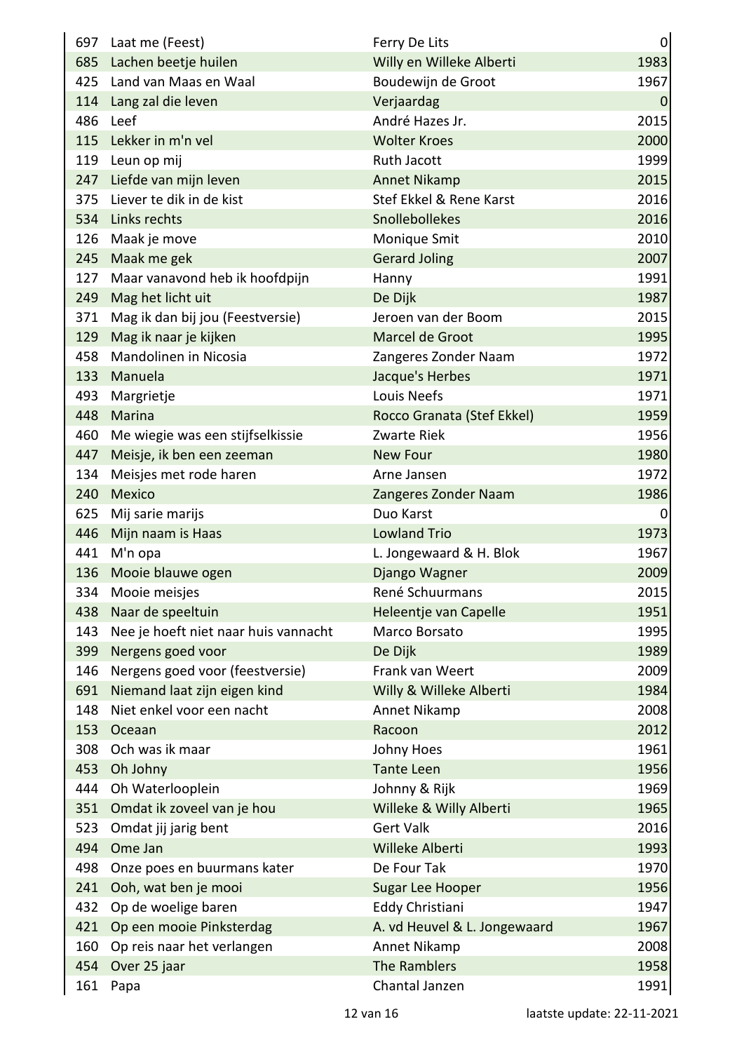| | | | |
|---|---|---|---|
| 697 | Laat me (Feest) | Ferry De Lits | 0 |
| 685 | Lachen beetje huilen | Willy en Willeke Alberti | 1983 |
| 425 | Land van Maas en Waal | Boudewijn de Groot | 1967 |
| 114 | Lang zal die leven | Verjaardag | 0 |
| 486 | Leef | André Hazes Jr. | 2015 |
| 115 | Lekker in m'n vel | Wolter Kroes | 2000 |
| 119 | Leun op mij | Ruth Jacott | 1999 |
| 247 | Liefde van mijn leven | Annet Nikamp | 2015 |
| 375 | Liever te dik in de kist | Stef Ekkel & Rene Karst | 2016 |
| 534 | Links rechts | Snollebollekes | 2016 |
| 126 | Maak je move | Monique Smit | 2010 |
| 245 | Maak me gek | Gerard Joling | 2007 |
| 127 | Maar vanavond heb ik hoofdpijn | Hanny | 1991 |
| 249 | Mag het licht uit | De Dijk | 1987 |
| 371 | Mag ik dan bij jou (Feestversie) | Jeroen van der Boom | 2015 |
| 129 | Mag ik naar je kijken | Marcel de Groot | 1995 |
| 458 | Mandolinen in Nicosia | Zangeres Zonder Naam | 1972 |
| 133 | Manuela | Jacque's Herbes | 1971 |
| 493 | Margrietje | Louis Neefs | 1971 |
| 448 | Marina | Rocco Granata (Stef Ekkel) | 1959 |
| 460 | Me wiegie was een stijfselkissie | Zwarte Riek | 1956 |
| 447 | Meisje, ik ben een zeeman | New Four | 1980 |
| 134 | Meisjes met rode haren | Arne Jansen | 1972 |
| 240 | Mexico | Zangeres Zonder Naam | 1986 |
| 625 | Mij sarie marijs | Duo Karst | 0 |
| 446 | Mijn naam is Haas | Lowland Trio | 1973 |
| 441 | M'n opa | L. Jongewaard & H. Blok | 1967 |
| 136 | Mooie blauwe ogen | Django Wagner | 2009 |
| 334 | Mooie meisjes | René Schuurmans | 2015 |
| 438 | Naar de speeltuin | Heleentje van Capelle | 1951 |
| 143 | Nee je hoeft niet naar huis vannacht | Marco Borsato | 1995 |
| 399 | Nergens goed voor | De Dijk | 1989 |
| 146 | Nergens goed voor (feestversie) | Frank van Weert | 2009 |
| 691 | Niemand laat zijn eigen kind | Willy & Willeke Alberti | 1984 |
| 148 | Niet enkel voor een nacht | Annet Nikamp | 2008 |
| 153 | Oceaan | Racoon | 2012 |
| 308 | Och was ik maar | Johny Hoes | 1961 |
| 453 | Oh Johny | Tante Leen | 1956 |
| 444 | Oh Waterlooplein | Johnny & Rijk | 1969 |
| 351 | Omdat ik zoveel van je hou | Willeke & Willy Alberti | 1965 |
| 523 | Omdat jij jarig bent | Gert Valk | 2016 |
| 494 | Ome Jan | Willeke Alberti | 1993 |
| 498 | Onze poes en buurmans kater | De Four Tak | 1970 |
| 241 | Ooh, wat ben je mooi | Sugar Lee Hooper | 1956 |
| 432 | Op de woelige baren | Eddy Christiani | 1947 |
| 421 | Op een mooie Pinksterdag | A. vd Heuvel & L. Jongewaard | 1967 |
| 160 | Op reis naar het verlangen | Annet Nikamp | 2008 |
| 454 | Over 25 jaar | The Ramblers | 1958 |
| 161 | Papa | Chantal Janzen | 1991 |

laatste update: 22-11-2021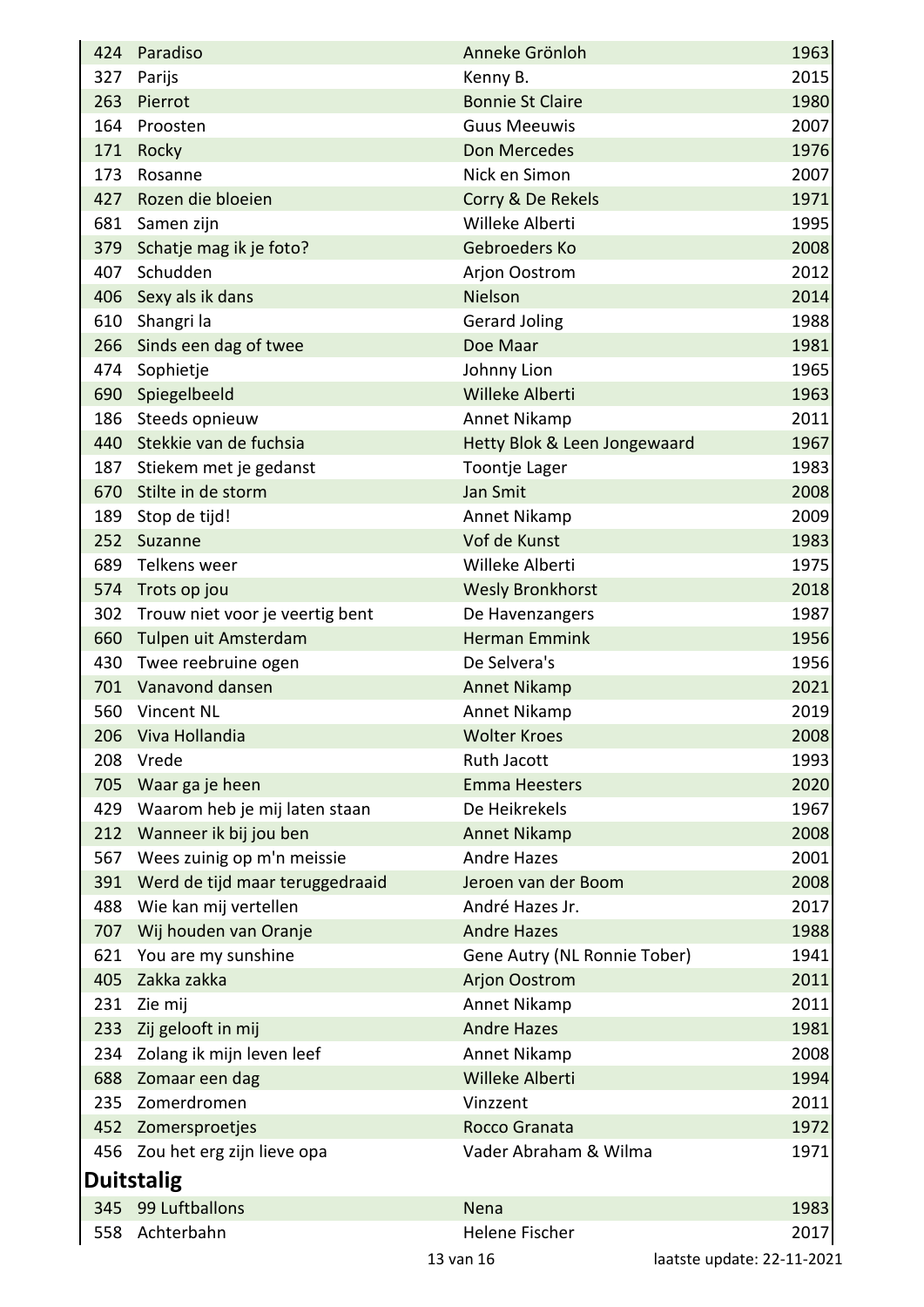| | | | |
|---|---|---|---|
| 424 | Paradiso | Anneke Grönloh | 1963 |
| 327 | Parijs | Kenny B. | 2015 |
| 263 | Pierrot | Bonnie St Claire | 1980 |
| 164 | Proosten | Guus Meeuwis | 2007 |
| 171 | Rocky | Don Mercedes | 1976 |
| 173 | Rosanne | Nick en Simon | 2007 |
| 427 | Rozen die bloeien | Corry & De Rekels | 1971 |
| 681 | Samen zijn | Willeke Alberti | 1995 |
| 379 | Schatje mag ik je foto? | Gebroeders Ko | 2008 |
| 407 | Schudden | Arjon Oostrom | 2012 |
| 406 | Sexy als ik dans | Nielson | 2014 |
| 610 | Shangri la | Gerard Joling | 1988 |
| 266 | Sinds een dag of twee | Doe Maar | 1981 |
| 474 | Sophietje | Johnny Lion | 1965 |
| 690 | Spiegelbeeld | Willeke Alberti | 1963 |
| 186 | Steeds opnieuw | Annet Nikamp | 2011 |
| 440 | Stekkie van de fuchsia | Hetty Blok & Leen Jongewaard | 1967 |
| 187 | Stiekem met je gedanst | Toontje Lager | 1983 |
| 670 | Stilte in de storm | Jan Smit | 2008 |
| 189 | Stop de tijd! | Annet Nikamp | 2009 |
| 252 | Suzanne | Vof de Kunst | 1983 |
| 689 | Telkens weer | Willeke Alberti | 1975 |
| 574 | Trots op jou | Wesly Bronkhorst | 2018 |
| 302 | Trouw niet voor je veertig bent | De Havenzangers | 1987 |
| 660 | Tulpen uit Amsterdam | Herman Emmink | 1956 |
| 430 | Twee reebruine ogen | De Selvera's | 1956 |
| 701 | Vanavond dansen | Annet Nikamp | 2021 |
| 560 | Vincent NL | Annet Nikamp | 2019 |
| 206 | Viva Hollandia | Wolter Kroes | 2008 |
| 208 | Vrede | Ruth Jacott | 1993 |
| 705 | Waar ga je heen | Emma Heesters | 2020 |
| 429 | Waarom heb je mij laten staan | De Heikrekels | 1967 |
| 212 | Wanneer ik bij jou ben | Annet Nikamp | 2008 |
| 567 | Wees zuinig op m'n meissie | Andre Hazes | 2001 |
| 391 | Werd de tijd maar teruggedraaid | Jeroen van der Boom | 2008 |
| 488 | Wie kan mij vertellen | André Hazes Jr. | 2017 |
| 707 | Wij houden van Oranje | Andre Hazes | 1988 |
| 621 | You are my sunshine | Gene Autry (NL Ronnie Tober) | 1941 |
| 405 | Zakka zakka | Arjon Oostrom | 2011 |
| 231 | Zie mij | Annet Nikamp | 2011 |
| 233 | Zij gelooft in mij | Andre Hazes | 1981 |
| 234 | Zolang ik mijn leven leef | Annet Nikamp | 2008 |
| 688 | Zomaar een dag | Willeke Alberti | 1994 |
| 235 | Zomerdromen | Vinzzent | 2011 |
| 452 | Zomersproetjes | Rocco Granata | 1972 |
| 456 | Zou het erg zijn lieve opa | Vader Abraham & Wilma | 1971 |

## Duitstalig

| | | | |
|---|---|---|---|
| 345 | 99 Luftballons | Nena | 1983 |
| 558 | Achterbahn | Helene Fischer | 2017 |

laatste update: 22-11-2021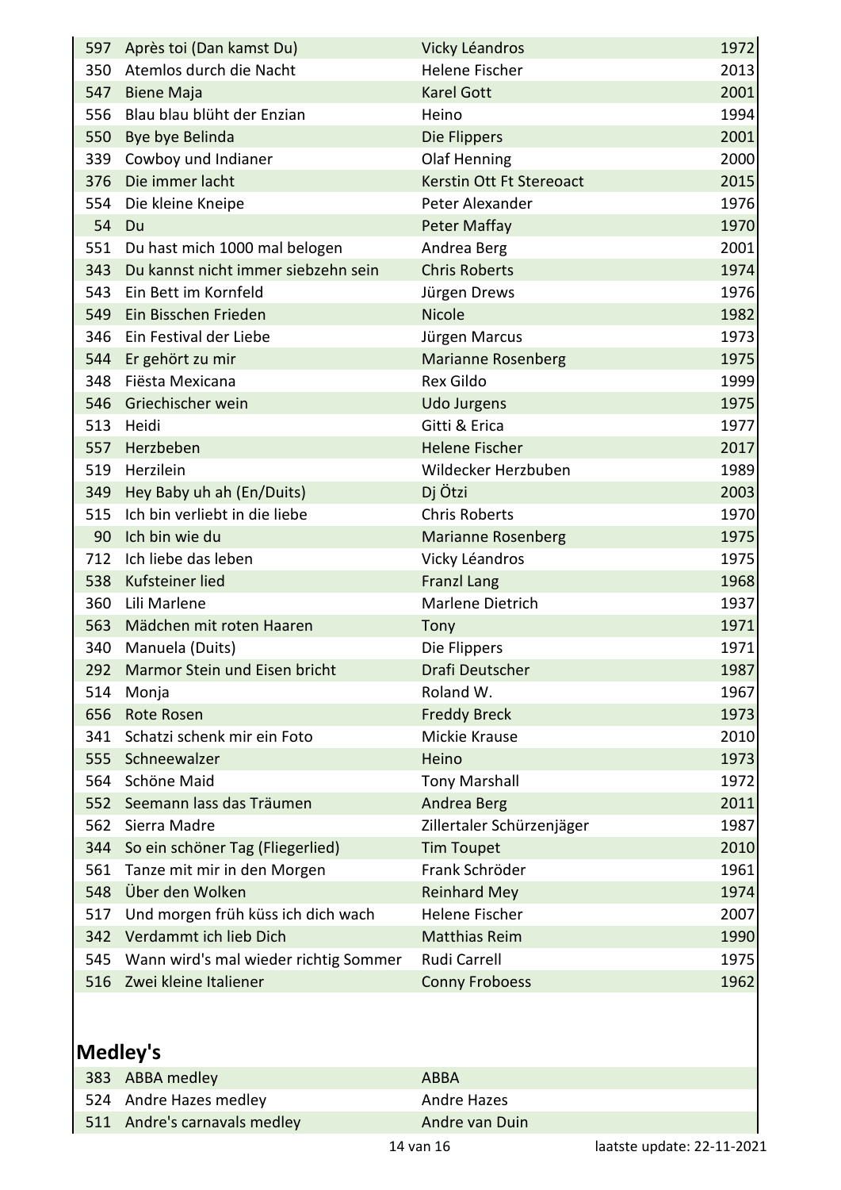| | | | |
|---|---|---|---|
| 597 | Après toi (Dan kamst Du) | Vicky Léandros | 1972 |
| 350 | Atemlos durch die Nacht | Helene Fischer | 2013 |
| 547 | Biene Maja | Karel Gott | 2001 |
| 556 | Blau blau blüht der Enzian | Heino | 1994 |
| 550 | Bye bye Belinda | Die Flippers | 2001 |
| 339 | Cowboy und Indianer | Olaf Henning | 2000 |
| 376 | Die immer lacht | Kerstin Ott Ft Stereoact | 2015 |
| 554 | Die kleine Kneipe | Peter Alexander | 1976 |
| 54 | Du | Peter Maffay | 1970 |
| 551 | Du hast mich 1000 mal belogen | Andrea Berg | 2001 |
| 343 | Du kannst nicht immer siebzehn sein | Chris Roberts | 1974 |
| 543 | Ein Bett im Kornfeld | Jürgen Drews | 1976 |
| 549 | Ein Bisschen Frieden | Nicole | 1982 |
| 346 | Ein Festival der Liebe | Jürgen Marcus | 1973 |
| 544 | Er gehört zu mir | Marianne Rosenberg | 1975 |
| 348 | Fiësta Mexicana | Rex Gildo | 1999 |
| 546 | Griechischer wein | Udo Jurgens | 1975 |
| 513 | Heidi | Gitti & Erica | 1977 |
| 557 | Herzbeben | Helene Fischer | 2017 |
| 519 | Herzilein | Wildecker Herzbuben | 1989 |
| 349 | Hey Baby uh ah (En/Duits) | Dj Ötzi | 2003 |
| 515 | Ich bin verliebt in die liebe | Chris Roberts | 1970 |
| 90 | Ich bin wie du | Marianne Rosenberg | 1975 |
| 712 | Ich liebe das leben | Vicky Léandros | 1975 |
| 538 | Kufsteiner lied | Franzl Lang | 1968 |
| 360 | Lili Marlene | Marlene Dietrich | 1937 |
| 563 | Mädchen mit roten Haaren | Tony | 1971 |
| 340 | Manuela (Duits) | Die Flippers | 1971 |
| 292 | Marmor Stein und Eisen bricht | Drafi Deutscher | 1987 |
| 514 | Monja | Roland W. | 1967 |
| 656 | Rote Rosen | Freddy Breck | 1973 |
| 341 | Schatzi schenk mir ein Foto | Mickie Krause | 2010 |
| 555 | Schneewalzer | Heino | 1973 |
| 564 | Schöne Maid | Tony Marshall | 1972 |
| 552 | Seemann lass das Träumen | Andrea Berg | 2011 |
| 562 | Sierra Madre | Zillertaler Schürzenjäger | 1987 |
| 344 | So ein schöner Tag (Fliegerlied) | Tim Toupet | 2010 |
| 561 | Tanze mit mir in den Morgen | Frank Schröder | 1961 |
| 548 | Über den Wolken | Reinhard Mey | 1974 |
| 517 | Und morgen früh küss ich dich wach | Helene Fischer | 2007 |
| 342 | Verdammt ich lieb Dich | Matthias Reim | 1990 |
| 545 | Wann wird's mal wieder richtig Sommer | Rudi Carrell | 1975 |
| 516 | Zwei kleine Italiener | Conny Froboess | 1962 |

## Medley's

| | | | |
|---|---|---|---|
| 383 | ABBA medley | ABBA | |
| 524 | Andre Hazes medley | Andre Hazes | |
| 511 | Andre's carnavals medley | Andre van Duin | |

laatste update: 22-11-2021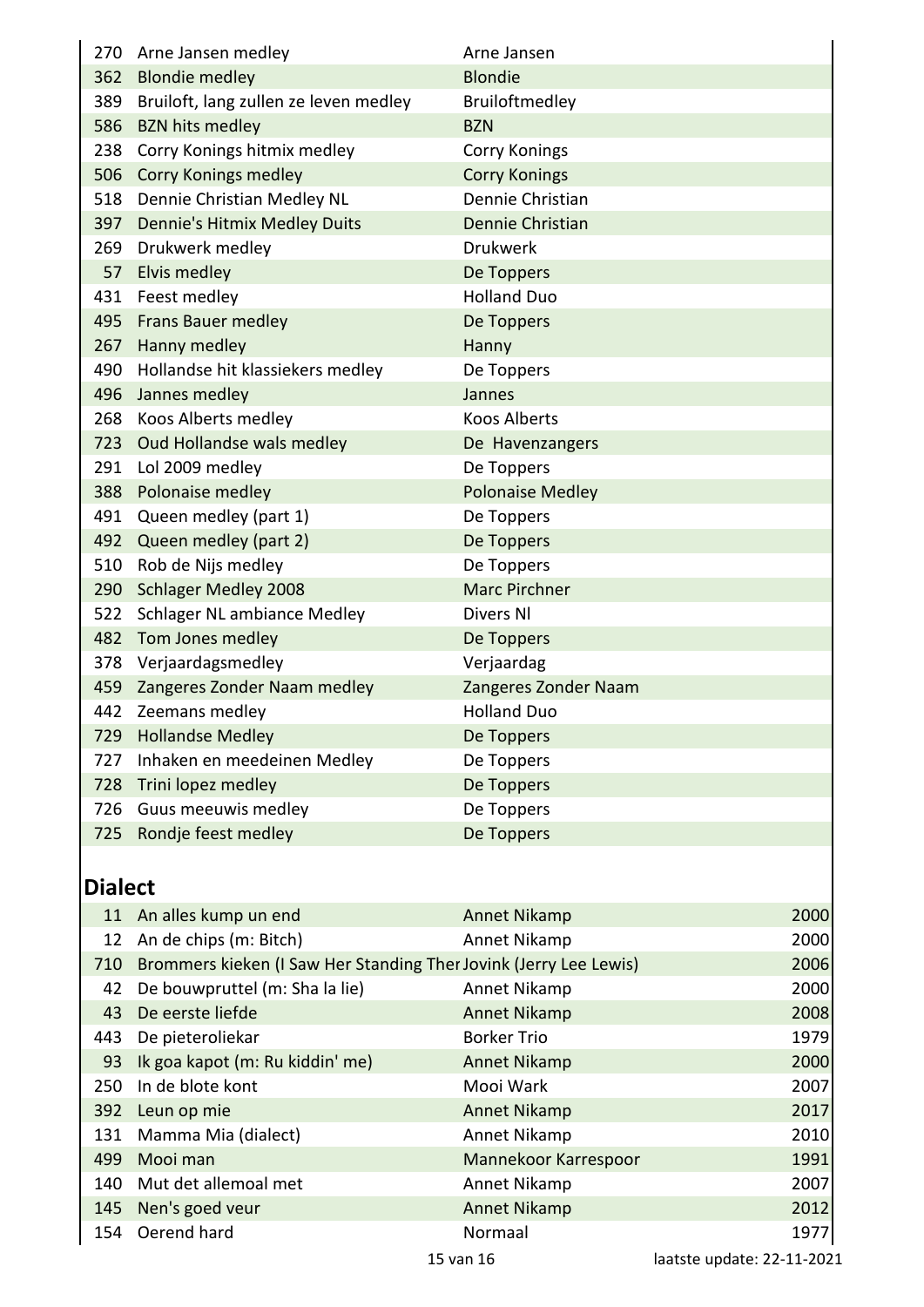| | | | |
|---|---|---|---|
| 270 | Arne Jansen medley | Arne Jansen | |
| 362 | Blondie medley | Blondie | |
| 389 | Bruiloft, lang zullen ze leven medley | Bruiloftmedley | |
| 586 | BZN hits medley | BZN | |
| 238 | Corry Konings hitmix medley | Corry Konings | |
| 506 | Corry Konings medley | Corry Konings | |
| 518 | Dennie Christian Medley NL | Dennie Christian | |
| 397 | Dennie's Hitmix Medley Duits | Dennie Christian | |
| 269 | Drukwerk medley | Drukwerk | |
| 57 | Elvis medley | De Toppers | |
| 431 | Feest medley | Holland Duo | |
| 495 | Frans Bauer medley | De Toppers | |
| 267 | Hanny medley | Hanny | |
| 490 | Hollandse hit klassiekers medley | De Toppers | |
| 496 | Jannes medley | Jannes | |
| 268 | Koos Alberts medley | Koos Alberts | |
| 723 | Oud Hollandse wals medley | De Havenzangers | |
| 291 | Lol 2009 medley | De Toppers | |
| 388 | Polonaise medley | Polonaise Medley | |
| 491 | Queen medley (part 1) | De Toppers | |
| 492 | Queen medley (part 2) | De Toppers | |
| 510 | Rob de Nijs medley | De Toppers | |
| 290 | Schlager Medley 2008 | Marc Pirchner | |
| 522 | Schlager NL ambiance Medley | Divers Nl | |
| 482 | Tom Jones medley | De Toppers | |
| 378 | Verjaardagsmedley | Verjaardag | |
| 459 | Zangeres Zonder Naam medley | Zangeres Zonder Naam | |
| 442 | Zeemans medley | Holland Duo | |
| 729 | Hollandse Medley | De Toppers | |
| 727 | Inhaken en meedeinen Medley | De Toppers | |
| 728 | Trini lopez medley | De Toppers | |
| 726 | Guus meeuwis medley | De Toppers | |
| 725 | Rondje feest medley | De Toppers | |

## Dialect

| | | | |
|---|---|---|---|
| 11 | An alles kump un end | Annet Nikamp | 2000 |
| 12 | An de chips (m: Bitch) | Annet Nikamp | 2000 |
| 710 | Brommers kieken (I Saw Her Standing Ther | Jovink (Jerry Lee Lewis) | 2006 |
| 42 | De bouwpruttel (m: Sha la lie) | Annet Nikamp | 2000 |
| 43 | De eerste liefde | Annet Nikamp | 2008 |
| 443 | De pieteroliekar | Borker Trio | 1979 |
| 93 | Ik goa kapot (m: Ru kiddin' me) | Annet Nikamp | 2000 |
| 250 | In de blote kont | Mooi Wark | 2007 |
| 392 | Leun op mie | Annet Nikamp | 2017 |
| 131 | Mamma Mia (dialect) | Annet Nikamp | 2010 |
| 499 | Mooi man | Mannekoor Karrespoor | 1991 |
| 140 | Mut det allemoal met | Annet Nikamp | 2007 |
| 145 | Nen's goed veur | Annet Nikamp | 2012 |
| 154 | Oerend hard | Normaal | 1977 |

laatste update: 22-11-2021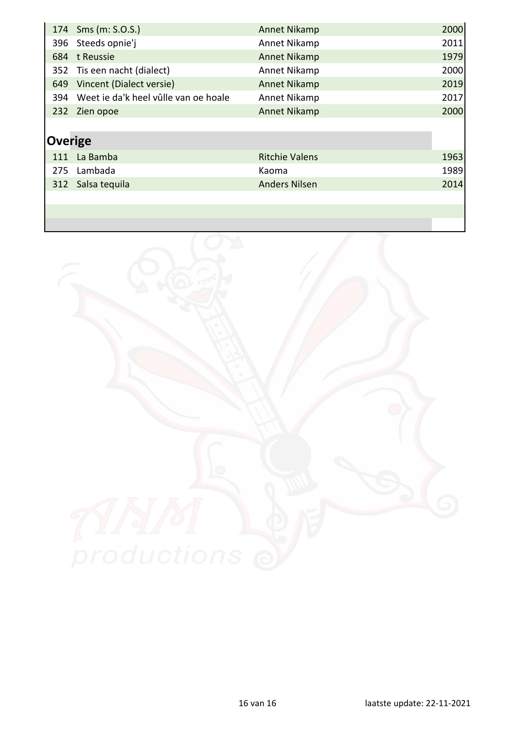| | | | |
|---|---|---|---|
| 174 | Sms (m: S.O.S.) | Annet Nikamp | 2000 |
| 396 | Steeds opnie'j | Annet Nikamp | 2011 |
| 684 | t Reussie | Annet Nikamp | 1979 |
| 352 | Tis een nacht (dialect) | Annet Nikamp | 2000 |
| 649 | Vincent (Dialect versie) | Annet Nikamp | 2019 |
| 394 | Weet ie da'k heel vûlle van oe hoale | Annet Nikamp | 2017 |
| 232 | Zien opoe | Annet Nikamp | 2000 |

## Overige

| | | | |
|---|---|---|---|
| 111 | La Bamba | Ritchie Valens | 1963 |
| 275 | Lambada | Kaoma | 1989 |
| 312 | Salsa tequila | Anders Nilsen | 2014 |

laatste update: 22-11-2021